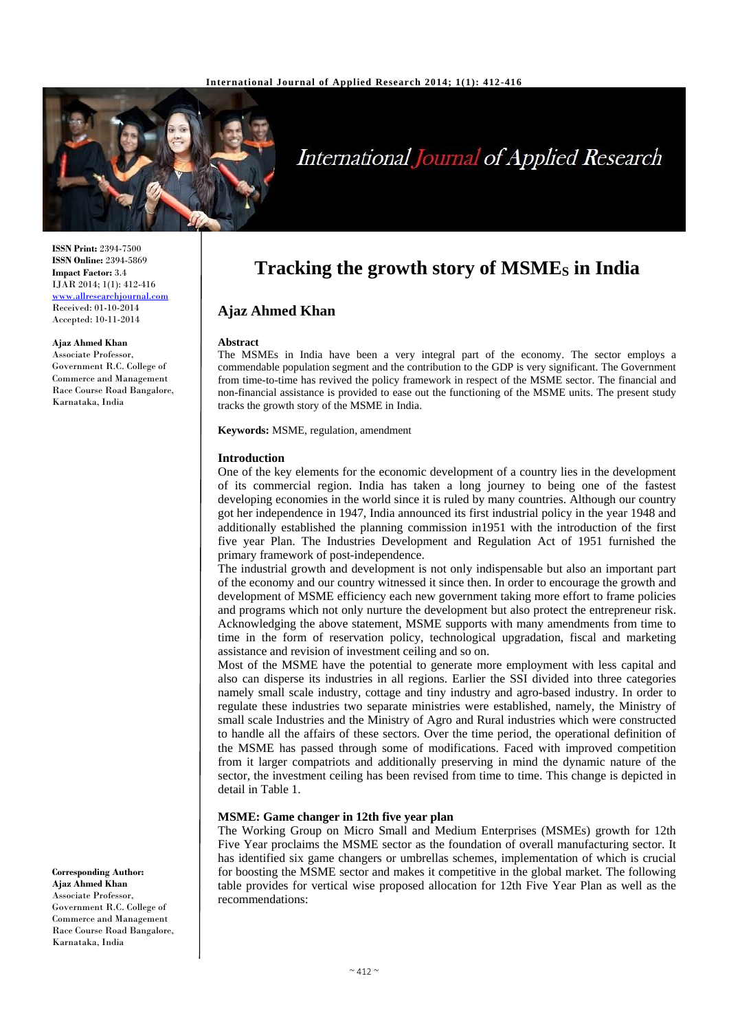**ISSN Print:** 2394-7500
**ISSN Online:** 2394-5869
**Impact Factor:** 3.4
IJAR 2014; 1(1): 412-416
www.allresearchjournal.com
Received: 01-10-2014
Accepted: 10-11-2014

**Ajaz Ahmed Khan**
Associate Professor, Government R.C. College of Commerce and Management Race Course Road Bangalore, Karnataka, India

**Corresponding Author:**
**Ajaz Ahmed Khan**
Associate Professor, Government R.C. College of Commerce and Management Race Course Road Bangalore, Karnataka, India

# Tracking the growth story of MSMEs in India

## Ajaz Ahmed Khan

### Abstract

The MSMEs in India have been a very integral part of the economy. The sector employs a commendable population segment and the contribution to the GDP is very significant. The Government from time-to-time has revived the policy framework in respect of the MSME sector. The financial and non-financial assistance is provided to ease out the functioning of the MSME units. The present study tracks the growth story of the MSME in India.

**Keywords:** MSME, regulation, amendment

### Introduction

One of the key elements for the economic development of a country lies in the development of its commercial region. India has taken a long journey to being one of the fastest developing economies in the world since it is ruled by many countries. Although our country got her independence in 1947, India announced its first industrial policy in the year 1948 and additionally established the planning commission in1951 with the introduction of the first five year Plan. The Industries Development and Regulation Act of 1951 furnished the primary framework of post-independence.

The industrial growth and development is not only indispensable but also an important part of the economy and our country witnessed it since then. In order to encourage the growth and development of MSME efficiency each new government taking more effort to frame policies and programs which not only nurture the development but also protect the entrepreneur risk. Acknowledging the above statement, MSME supports with many amendments from time to time in the form of reservation policy, technological upgradation, fiscal and marketing assistance and revision of investment ceiling and so on.

Most of the MSME have the potential to generate more employment with less capital and also can disperse its industries in all regions. Earlier the SSI divided into three categories namely small scale industry, cottage and tiny industry and agro-based industry. In order to regulate these industries two separate ministries were established, namely, the Ministry of small scale Industries and the Ministry of Agro and Rural industries which were constructed to handle all the affairs of these sectors. Over the time period, the operational definition of the MSME has passed through some of modifications. Faced with improved competition from it larger compatriots and additionally preserving in mind the dynamic nature of the sector, the investment ceiling has been revised from time to time. This change is depicted in detail in Table 1.

### MSME: Game changer in 12th five year plan

The Working Group on Micro Small and Medium Enterprises (MSMEs) growth for 12th Five Year proclaims the MSME sector as the foundation of overall manufacturing sector. It has identified six game changers or umbrellas schemes, implementation of which is crucial for boosting the MSME sector and makes it competitive in the global market. The following table provides for vertical wise proposed allocation for 12th Five Year Plan as well as the recommendations: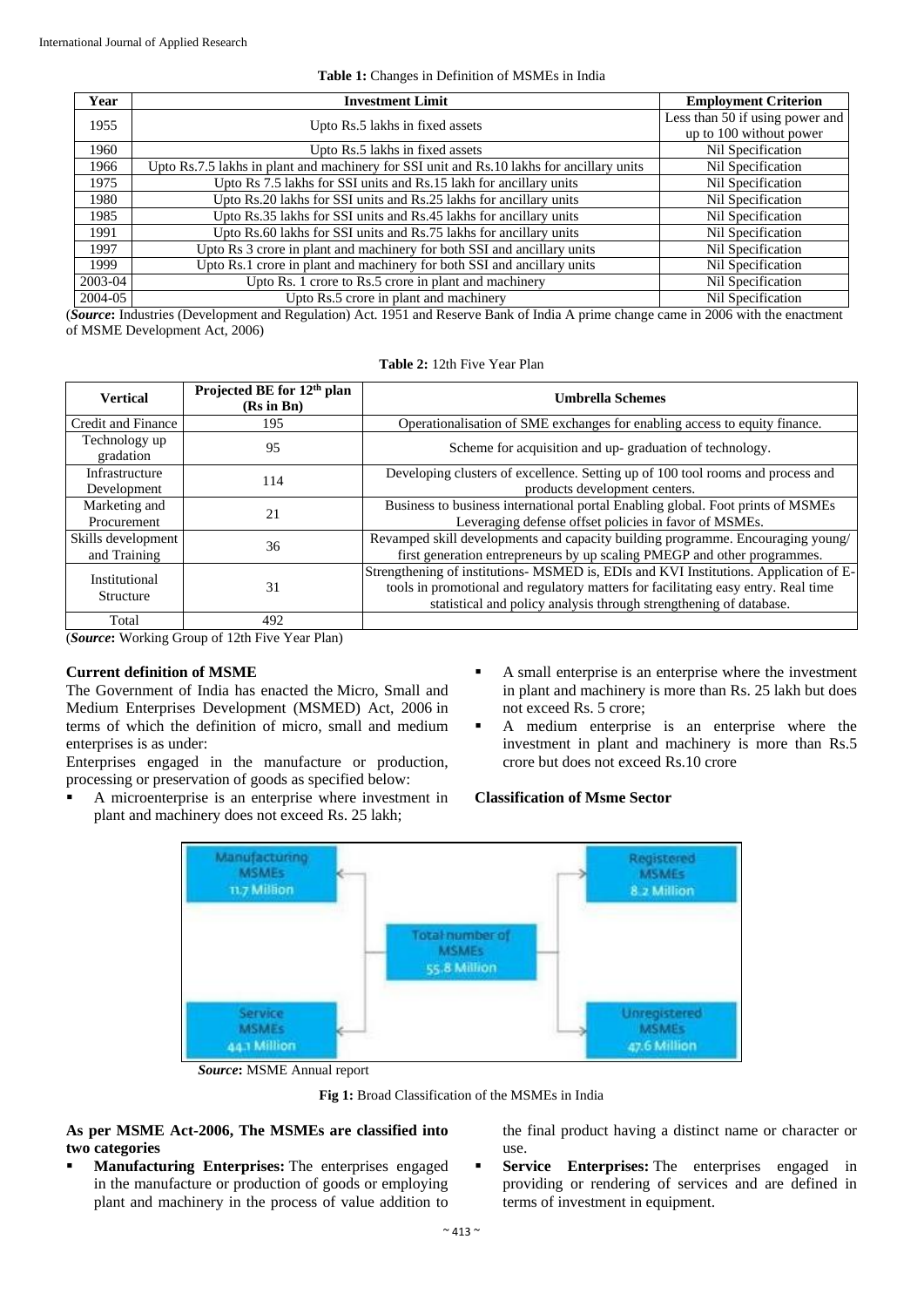**Table 1:** Changes in Definition of MSMEs in India

| Year | Investment Limit | Employment Criterion |
|---|---|---|
| 1955 | Upto Rs.5 lakhs in fixed assets | Less than 50 if using power and up to 100 without power |
| 1960 | Upto Rs.5 lakhs in fixed assets | Nil Specification |
| 1966 | Upto Rs.7.5 lakhs in plant and machinery for SSI unit and Rs.10 lakhs for ancillary units | Nil Specification |
| 1975 | Upto Rs 7.5 lakhs for SSI units and Rs.15 lakh for ancillary units | Nil Specification |
| 1980 | Upto Rs.20 lakhs for SSI units and Rs.25 lakhs for ancillary units | Nil Specification |
| 1985 | Upto Rs.35 lakhs for SSI units and Rs.45 lakhs for ancillary units | Nil Specification |
| 1991 | Upto Rs.60 lakhs for SSI units and Rs.75 lakhs for ancillary units | Nil Specification |
| 1997 | Upto Rs 3 crore in plant and machinery for both SSI and ancillary units | Nil Specification |
| 1999 | Upto Rs.1 crore in plant and machinery for both SSI and ancillary units | Nil Specification |
| 2003-04 | Upto Rs. 1 crore to Rs.5 crore in plant and machinery | Nil Specification |
| 2004-05 | Upto Rs.5 crore in plant and machinery | Nil Specification |

(***Source*:** Industries (Development and Regulation) Act. 1951 and Reserve Bank of India A prime change came in 2006 with the enactment of MSME Development Act, 2006)

**Table 2:** 12th Five Year Plan

| Vertical | Projected BE for 12th plan (Rs in Bn) | Umbrella Schemes |
|---|---|---|
| Credit and Finance | 195 | Operationalisation of SME exchanges for enabling access to equity finance. |
| Technology up gradation | 95 | Scheme for acquisition and up- graduation of technology. |
| Infrastructure Development | 114 | Developing clusters of excellence. Setting up of 100 tool rooms and process and products development centers. |
| Marketing and Procurement | 21 | Business to business international portal Enabling global. Foot prints of MSMEs Leveraging defense offset policies in favor of MSMEs. |
| Skills development and Training | 36 | Revamped skill developments and capacity building programme. Encouraging young/ first generation entrepreneurs by up scaling PMEGP and other programmes. |
| Institutional Structure | 31 | Strengthening of institutions- MSMED is, EDIs and KVI Institutions. Application of E-tools in promotional and regulatory matters for facilitating easy entry. Real time statistical and policy analysis through strengthening of database. |
| Total | 492 | |

(***Source*:** Working Group of 12th Five Year Plan)

**Current definition of MSME**

The Government of India has enacted the Micro, Small and Medium Enterprises Development (MSMED) Act, 2006 in terms of which the definition of micro, small and medium enterprises is as under:

Enterprises engaged in the manufacture or production, processing or preservation of goods as specified below:

- A microenterprise is an enterprise where investment in plant and machinery does not exceed Rs. 25 lakh;
- A small enterprise is an enterprise where the investment in plant and machinery is more than Rs. 25 lakh but does not exceed Rs. 5 crore;
- A medium enterprise is an enterprise where the investment in plant and machinery is more than Rs.5 crore but does not exceed Rs.10 crore

**Classification of Msme Sector**

Manufacturing MSMEs 11.7 Million | Registered MSMEs 8.2 Million | Total number of MSMEs 55.8 Million | Service MSMEs 44.1 Million | Unregistered MSMEs 47.6 Million

***Source*:** MSME Annual report

**Fig 1:** Broad Classification of the MSMEs in India

**As per MSME Act-2006, The MSMEs are classified into two categories**

- **Manufacturing Enterprises:** The enterprises engaged in the manufacture or production of goods or employing plant and machinery in the process of value addition to the final product having a distinct name or character or use.
- **Service Enterprises:** The enterprises engaged in providing or rendering of services and are defined in terms of investment in equipment.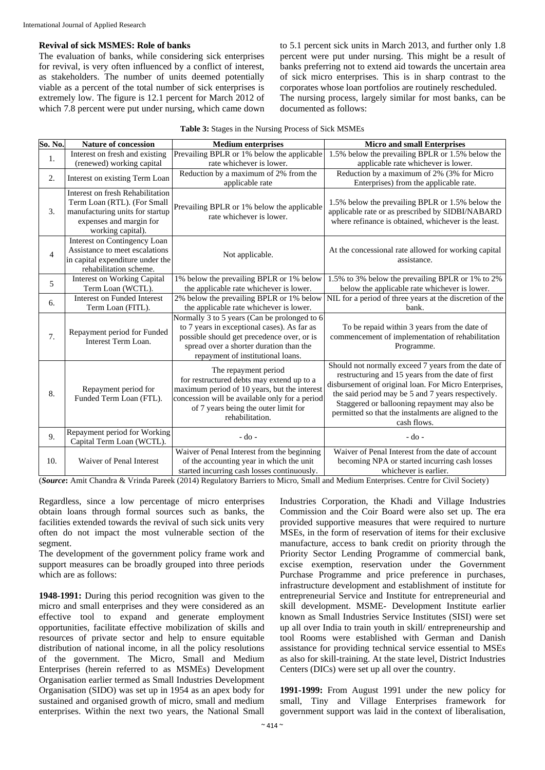### Revival of sick MSMES: Role of banks

The evaluation of banks, while considering sick enterprises for revival, is very often influenced by a conflict of interest, as stakeholders. The number of units deemed potentially viable as a percent of the total number of sick enterprises is extremely low. The figure is 12.1 percent for March 2012 of which 7.8 percent were put under nursing, which came down to 5.1 percent sick units in March 2013, and further only 1.8 percent were put under nursing. This might be a result of banks preferring not to extend aid towards the uncertain area of sick micro enterprises. This is in sharp contrast to the corporates whose loan portfolios are routinely rescheduled.

The nursing process, largely similar for most banks, can be documented as follows:

**Table 3:** Stages in the Nursing Process of Sick MSMEs

| So. No. | Nature of concession | Medium enterprises | Micro and small Enterprises |
|---|---|---|---|
| 1. | Interest on fresh and existing (renewed) working capital | Prevailing BPLR or 1% below the applicable rate whichever is lower. | 1.5% below the prevailing BPLR or 1.5% below the applicable rate whichever is lower. |
| 2. | Interest on existing Term Loan | Reduction by a maximum of 2% from the applicable rate | Reduction by a maximum of 2% (3% for Micro Enterprises) from the applicable rate. |
| 3. | Interest on fresh Rehabilitation Term Loan (RTL). (For Small manufacturing units for startup expenses and margin for working capital). | Prevailing BPLR or 1% below the applicable rate whichever is lower. | 1.5% below the prevailing BPLR or 1.5% below the applicable rate or as prescribed by SIDBI/NABARD where refinance is obtained, whichever is the least. |
| 4 | Interest on Contingency Loan Assistance to meet escalations in capital expenditure under the rehabilitation scheme. | Not applicable. | At the concessional rate allowed for working capital assistance. |
| 5 | Interest on Working Capital Term Loan (WCTL). | 1% below the prevailing BPLR or 1% below the applicable rate whichever is lower. | 1.5% to 3% below the prevailing BPLR or 1% to 2% below the applicable rate whichever is lower. |
| 6. | Interest on Funded Interest Term Loan (FITL). | 2% below the prevailing BPLR or 1% below the applicable rate whichever is lower. | NIL for a period of three years at the discretion of the bank. |
| 7. | Repayment period for Funded Interest Term Loan. | Normally 3 to 5 years (Can be prolonged to 6 to 7 years in exceptional cases). As far as possible should get precedence over, or is spread over a shorter duration than the repayment of institutional loans. | To be repaid within 3 years from the date of commencement of implementation of rehabilitation Programme. |
| 8. | Repayment period for Funded Term Loan (FTL). | The repayment period for restructured debts may extend up to a maximum period of 10 years, but the interest concession will be available only for a period of 7 years being the outer limit for rehabilitation. | Should not normally exceed 7 years from the date of restructuring and 15 years from the date of first disbursement of original loan. For Micro Enterprises, the said period may be 5 and 7 years respectively. Staggered or ballooning repayment may also be permitted so that the instalments are aligned to the cash flows. |
| 9. | Repayment period for Working Capital Term Loan (WCTL). | - do - | - do - |
| 10. | Waiver of Penal Interest | Waiver of Penal Interest from the beginning of the accounting year in which the unit started incurring cash losses continuously. | Waiver of Penal Interest from the date of account becoming NPA or started incurring cash losses whichever is earlier. |

(***Source***: Amit Chandra & Vrinda Pareek (2014) Regulatory Barriers to Micro, Small and Medium Enterprises. Centre for Civil Society)

Regardless, since a low percentage of micro enterprises obtain loans through formal sources such as banks, the facilities extended towards the revival of such sick units very often do not impact the most vulnerable section of the segment.

The development of the government policy frame work and support measures can be broadly grouped into three periods which are as follows:

**1948-1991:** During this period recognition was given to the micro and small enterprises and they were considered as an effective tool to expand and generate employment opportunities, facilitate effective mobilization of skills and resources of private sector and help to ensure equitable distribution of national income, in all the policy resolutions of the government. The Micro, Small and Medium Enterprises (herein referred to as MSMEs) Development Organisation earlier termed as Small Industries Development Organisation (SIDO) was set up in 1954 as an apex body for sustained and organised growth of micro, small and medium enterprises. Within the next two years, the National Small Industries Corporation, the Khadi and Village Industries Commission and the Coir Board were also set up. The era provided supportive measures that were required to nurture MSEs, in the form of reservation of items for their exclusive manufacture, access to bank credit on priority through the Priority Sector Lending Programme of commercial bank, excise exemption, reservation under the Government Purchase Programme and price preference in purchases, infrastructure development and establishment of institute for entrepreneurial Service and Institute for entrepreneurial and skill development. MSME- Development Institute earlier known as Small Industries Service Institutes (SISI) were set up all over India to train youth in skill/ entrepreneurship and tool Rooms were established with German and Danish assistance for providing technical service essential to MSEs as also for skill-training. At the state level, District Industries Centers (DICs) were set up all over the country.

**1991-1999:** From August 1991 under the new policy for small, Tiny and Village Enterprises framework for government support was laid in the context of liberalisation,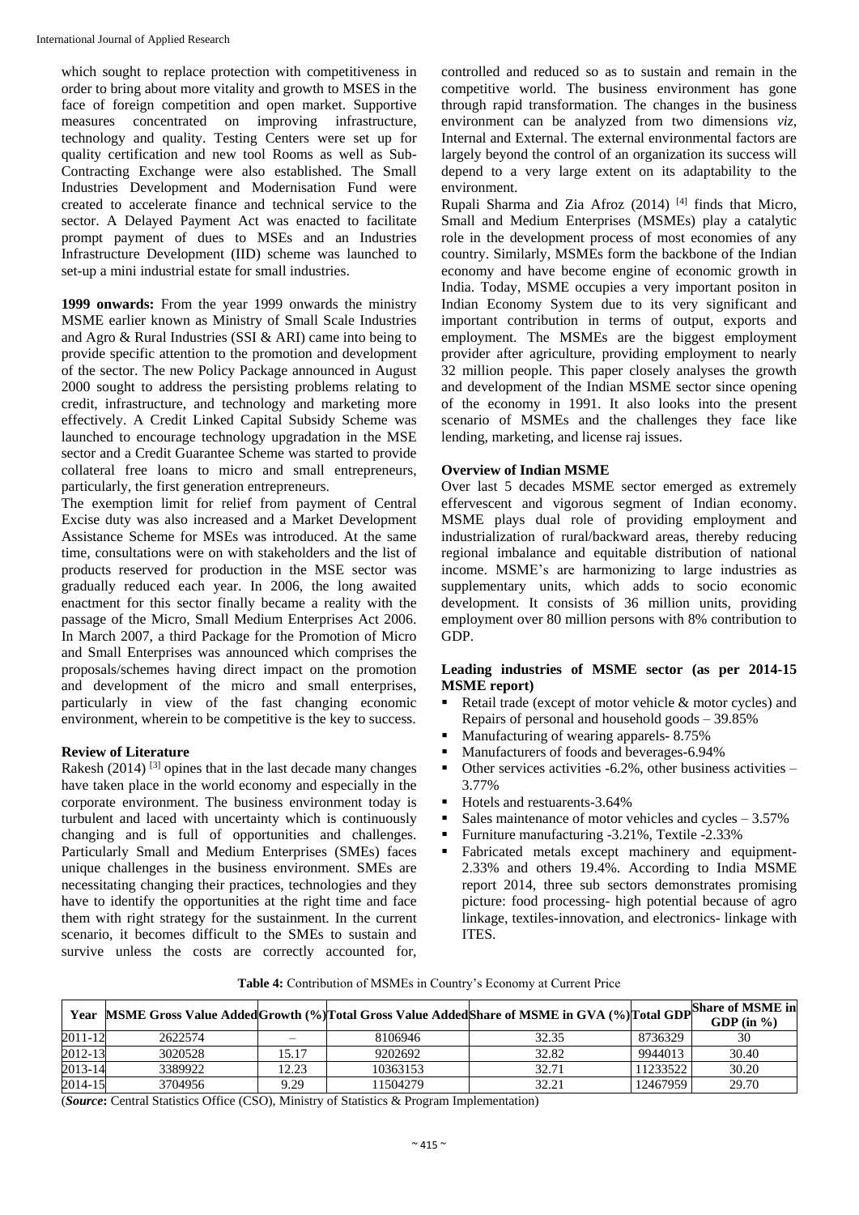which sought to replace protection with competitiveness in order to bring about more vitality and growth to MSES in the face of foreign competition and open market. Supportive measures concentrated on improving infrastructure, technology and quality. Testing Centers were set up for quality certification and new tool Rooms as well as Sub-Contracting Exchange were also established. The Small Industries Development and Modernisation Fund were created to accelerate finance and technical service to the sector. A Delayed Payment Act was enacted to facilitate prompt payment of dues to MSEs and an Industries Infrastructure Development (IID) scheme was launched to set-up a mini industrial estate for small industries.

**1999 onwards:** From the year 1999 onwards the ministry MSME earlier known as Ministry of Small Scale Industries and Agro & Rural Industries (SSI & ARI) came into being to provide specific attention to the promotion and development of the sector. The new Policy Package announced in August 2000 sought to address the persisting problems relating to credit, infrastructure, and technology and marketing more effectively. A Credit Linked Capital Subsidy Scheme was launched to encourage technology upgradation in the MSE sector and a Credit Guarantee Scheme was started to provide collateral free loans to micro and small entrepreneurs, particularly, the first generation entrepreneurs.

The exemption limit for relief from payment of Central Excise duty was also increased and a Market Development Assistance Scheme for MSEs was introduced. At the same time, consultations were on with stakeholders and the list of products reserved for production in the MSE sector was gradually reduced each year. In 2006, the long awaited enactment for this sector finally became a reality with the passage of the Micro, Small Medium Enterprises Act 2006. In March 2007, a third Package for the Promotion of Micro and Small Enterprises was announced which comprises the proposals/schemes having direct impact on the promotion and development of the micro and small enterprises, particularly in view of the fast changing economic environment, wherein to be competitive is the key to success.

### Review of Literature

Rakesh (2014) [3] opines that in the last decade many changes have taken place in the world economy and especially in the corporate environment. The business environment today is turbulent and laced with uncertainty which is continuously changing and is full of opportunities and challenges. Particularly Small and Medium Enterprises (SMEs) faces unique challenges in the business environment. SMEs are necessitating changing their practices, technologies and they have to identify the opportunities at the right time and face them with right strategy for the sustainment. In the current scenario, it becomes difficult to the SMEs to sustain and survive unless the costs are correctly accounted for, controlled and reduced so as to sustain and remain in the competitive world. The business environment has gone through rapid transformation. The changes in the business environment can be analyzed from two dimensions *viz*, Internal and External. The external environmental factors are largely beyond the control of an organization its success will depend to a very large extent on its adaptability to the environment.

Rupali Sharma and Zia Afroz (2014) [4] finds that Micro, Small and Medium Enterprises (MSMEs) play a catalytic role in the development process of most economies of any country. Similarly, MSMEs form the backbone of the Indian economy and have become engine of economic growth in India. Today, MSME occupies a very important positon in Indian Economy System due to its very significant and important contribution in terms of output, exports and employment. The MSMEs are the biggest employment provider after agriculture, providing employment to nearly 32 million people. This paper closely analyses the growth and development of the Indian MSME sector since opening of the economy in 1991. It also looks into the present scenario of MSMEs and the challenges they face like lending, marketing, and license raj issues.

### Overview of Indian MSME

Over last 5 decades MSME sector emerged as extremely effervescent and vigorous segment of Indian economy. MSME plays dual role of providing employment and industrialization of rural/backward areas, thereby reducing regional imbalance and equitable distribution of national income. MSME's are harmonizing to large industries as supplementary units, which adds to socio economic development. It consists of 36 million units, providing employment over 80 million persons with 8% contribution to GDP.

### Leading industries of MSME sector (as per 2014-15 MSME report)

- Retail trade (except of motor vehicle & motor cycles) and Repairs of personal and household goods – 39.85%
- Manufacturing of wearing apparels- 8.75%
- Manufacturers of foods and beverages-6.94%
- Other services activities -6.2%, other business activities – 3.77%
- Hotels and restuarents-3.64%
- Sales maintenance of motor vehicles and cycles – 3.57%
- Furniture manufacturing -3.21%, Textile -2.33%
- Fabricated metals except machinery and equipment- 2.33% and others 19.4%. According to India MSME report 2014, three sub sectors demonstrates promising picture: food processing- high potential because of agro linkage, textiles-innovation, and electronics- linkage with ITES.

**Table 4:** Contribution of MSMEs in Country's Economy at Current Price

| Year | MSME Gross Value Added | Growth (%) | Total Gross Value Added | Share of MSME in GVA (%) | Total GDP | Share of MSME in GDP (in %) |
|---|---|---|---|---|---|---|
| 2011-12 | 2622574 | – | 8106946 | 32.35 | 8736329 | 30 |
| 2012-13 | 3020528 | 15.17 | 9202692 | 32.82 | 9944013 | 30.40 |
| 2013-14 | 3389922 | 12.23 | 10363153 | 32.71 | 11233522 | 30.20 |
| 2014-15 | 3704956 | 9.29 | 11504279 | 32.21 | 12467959 | 29.70 |

(***Source*:** Central Statistics Office (CSO), Ministry of Statistics & Program Implementation)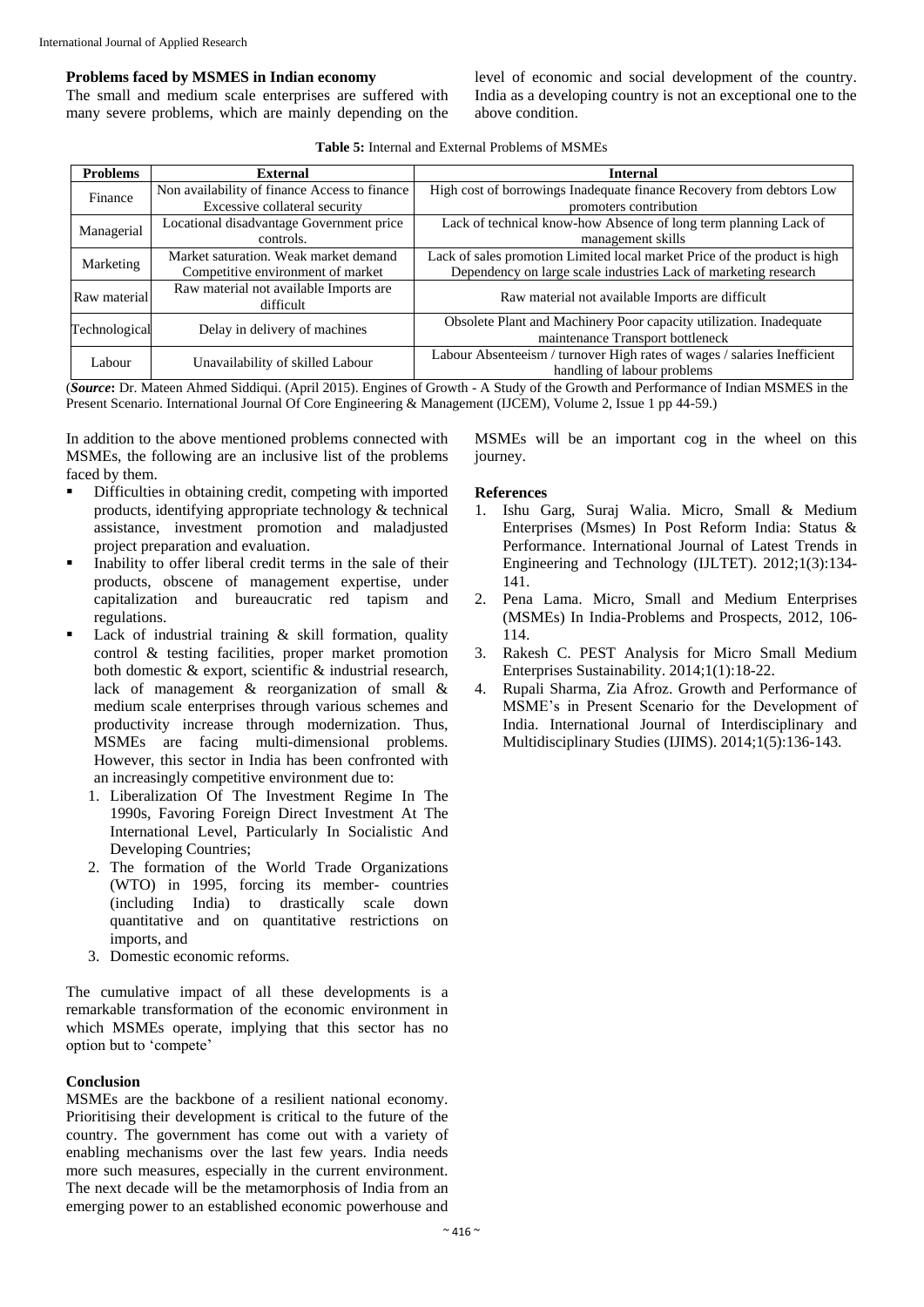### Problems faced by MSMES in Indian economy

The small and medium scale enterprises are suffered with many severe problems, which are mainly depending on the level of economic and social development of the country. India as a developing country is not an exceptional one to the above condition.

**Table 5:** Internal and External Problems of MSMEs

| Problems | External | Internal |
|---|---|---|
| Finance | Non availability of finance Access to finance Excessive collateral security | High cost of borrowings Inadequate finance Recovery from debtors Low promoters contribution |
| Managerial | Locational disadvantage Government price controls. | Lack of technical know-how Absence of long term planning Lack of management skills |
| Marketing | Market saturation. Weak market demand Competitive environment of market | Lack of sales promotion Limited local market Price of the product is high Dependency on large scale industries Lack of marketing research |
| Raw material | Raw material not available Imports are difficult | Raw material not available Imports are difficult |
| Technological | Delay in delivery of machines | Obsolete Plant and Machinery Poor capacity utilization. Inadequate maintenance Transport bottleneck |
| Labour | Unavailability of skilled Labour | Labour Absenteeism / turnover High rates of wages / salaries Inefficient handling of labour problems |

(***Source*:** Dr. Mateen Ahmed Siddiqui. (April 2015). Engines of Growth - A Study of the Growth and Performance of Indian MSMES in the Present Scenario. International Journal Of Core Engineering & Management (IJCEM), Volume 2, Issue 1 pp 44-59.)

In addition to the above mentioned problems connected with MSMEs, the following are an inclusive list of the problems faced by them.

- Difficulties in obtaining credit, competing with imported products, identifying appropriate technology & technical assistance, investment promotion and maladjusted project preparation and evaluation.
- Inability to offer liberal credit terms in the sale of their products, obscene of management expertise, under capitalization and bureaucratic red tapism and regulations.
- Lack of industrial training & skill formation, quality control & testing facilities, proper market promotion both domestic & export, scientific & industrial research, lack of management & reorganization of small & medium scale enterprises through various schemes and productivity increase through modernization. Thus, MSMEs are facing multi-dimensional problems. However, this sector in India has been confronted with an increasingly competitive environment due to:
  1. Liberalization Of The Investment Regime In The 1990s, Favoring Foreign Direct Investment At The International Level, Particularly In Socialistic And Developing Countries;
  2. The formation of the World Trade Organizations (WTO) in 1995, forcing its member- countries (including India) to drastically scale down quantitative and on quantitative restrictions on imports, and
  3. Domestic economic reforms.

The cumulative impact of all these developments is a remarkable transformation of the economic environment in which MSMEs operate, implying that this sector has no option but to 'compete'

### Conclusion

MSMEs are the backbone of a resilient national economy. Prioritising their development is critical to the future of the country. The government has come out with a variety of enabling mechanisms over the last few years. India needs more such measures, especially in the current environment. The next decade will be the metamorphosis of India from an emerging power to an established economic powerhouse and MSMEs will be an important cog in the wheel on this journey.

### References

1. Ishu Garg, Suraj Walia. Micro, Small & Medium Enterprises (Msmes) In Post Reform India: Status & Performance. International Journal of Latest Trends in Engineering and Technology (IJLTET). 2012;1(3):134-141.
2. Pena Lama. Micro, Small and Medium Enterprises (MSMEs) In India-Problems and Prospects, 2012, 106-114.
3. Rakesh C. PEST Analysis for Micro Small Medium Enterprises Sustainability. 2014;1(1):18-22.
4. Rupali Sharma, Zia Afroz. Growth and Performance of MSME's in Present Scenario for the Development of India. International Journal of Interdisciplinary and Multidisciplinary Studies (IJIMS). 2014;1(5):136-143.